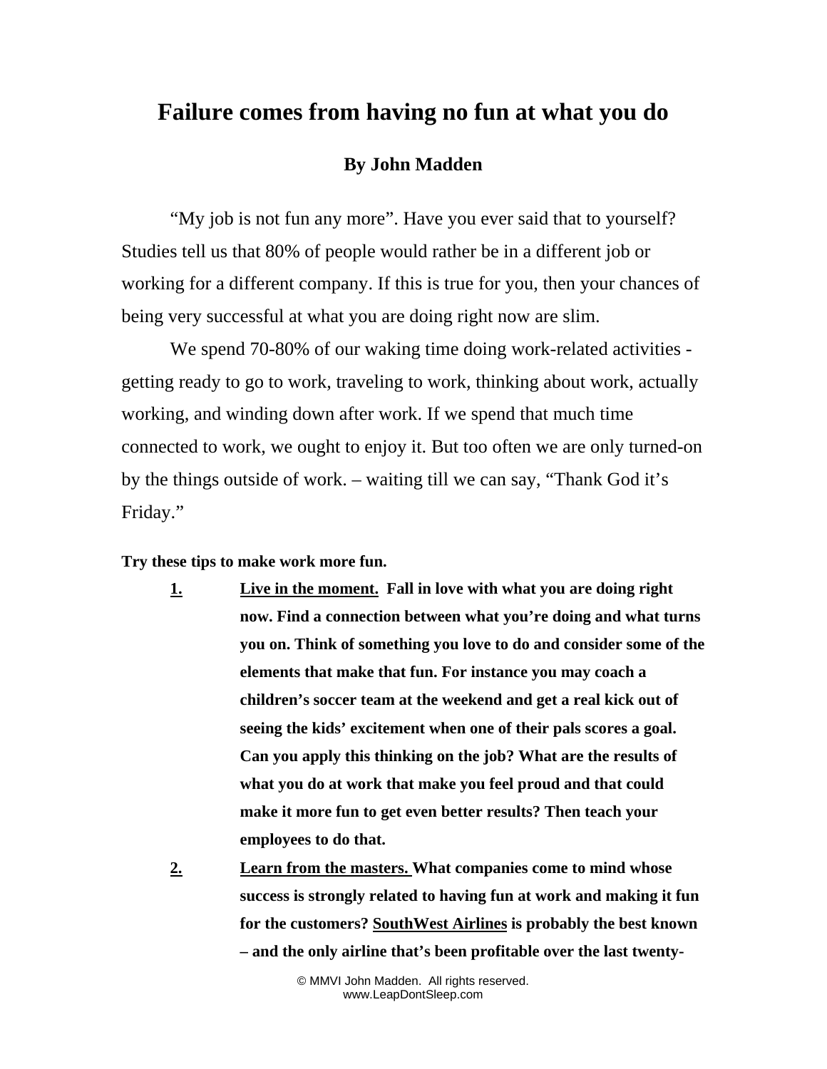# Failure comes from having no fun at what you do

### By John Madden

"My job is not fun any more". Have you ever said that to yourself? Studies tell us that 80% of people would rather be in a different job or working for a different company. If this is true for you, then your chances of being very successful at what you are doing right now are slim.

We spend 70-80% of our waking time doing work-related activities - getting ready to go to work, traveling to work, thinking about work, actually working, and winding down after work. If we spend that much time connected to work, we ought to enjoy it. But too often we are only turned-on by the things outside of work. – waiting till we can say, "Thank God it's Friday."

**Try these tips to make work more fun.**

1. **Live in the moment. Fall in love with what you are doing right now. Find a connection between what you're doing and what turns you on. Think of something you love to do and consider some of the elements that make that fun. For instance you may coach a children's soccer team at the weekend and get a real kick out of seeing the kids' excitement when one of their pals scores a goal. Can you apply this thinking on the job? What are the results of what you do at work that make you feel proud and that could make it more fun to get even better results? Then teach your employees to do that.**
2. **Learn from the masters. What companies come to mind whose success is strongly related to having fun at work and making it fun for the customers? SouthWest Airlines is probably the best known – and the only airline that's been profitable over the last twenty-**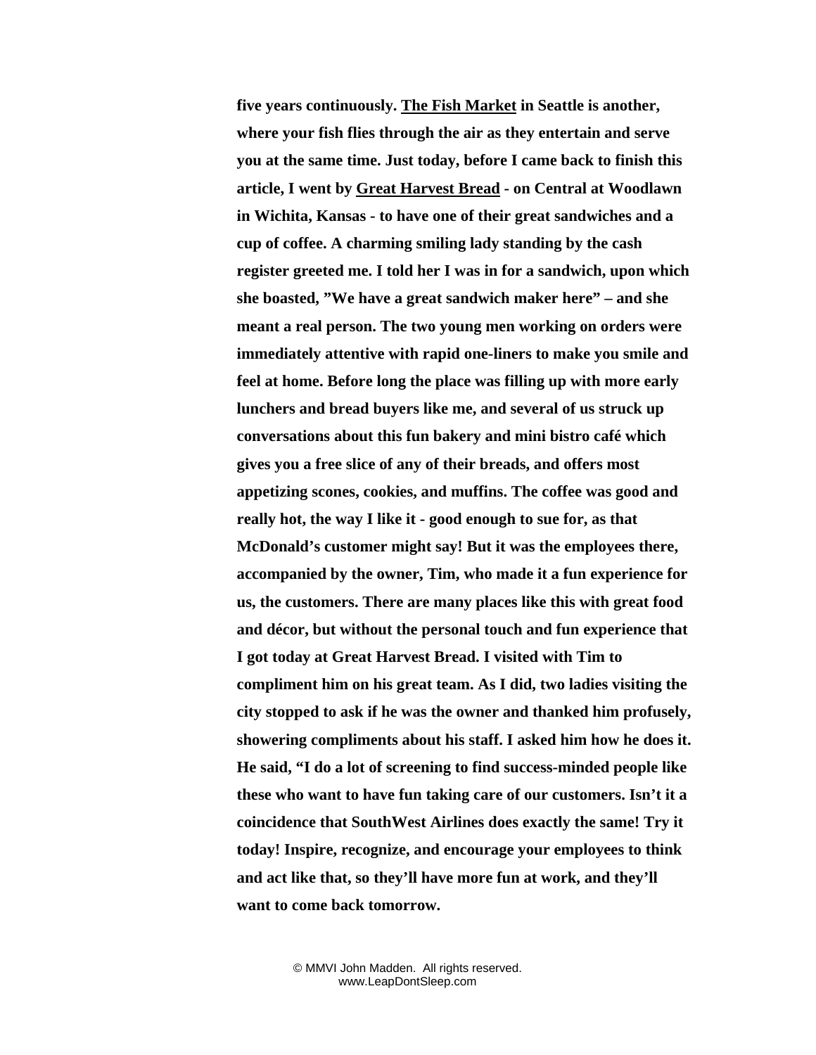**five years continuously. <u>The Fish Market</u> in Seattle is another, where your fish flies through the air as they entertain and serve you at the same time. Just today, before I came back to finish this article, I went by <u>Great Harvest Bread</u> - on Central at Woodlawn in Wichita, Kansas - to have one of their great sandwiches and a cup of coffee. A charming smiling lady standing by the cash register greeted me. I told her I was in for a sandwich, upon which she boasted, "We have a great sandwich maker here" – and she meant a real person. The two young men working on orders were immediately attentive with rapid one-liners to make you smile and feel at home. Before long the place was filling up with more early lunchers and bread buyers like me, and several of us struck up conversations about this fun bakery and mini bistro café which gives you a free slice of any of their breads, and offers most appetizing scones, cookies, and muffins. The coffee was good and really hot, the way I like it - good enough to sue for, as that McDonald's customer might say! But it was the employees there, accompanied by the owner, Tim, who made it a fun experience for us, the customers. There are many places like this with great food and décor, but without the personal touch and fun experience that I got today at Great Harvest Bread. I visited with Tim to compliment him on his great team. As I did, two ladies visiting the city stopped to ask if he was the owner and thanked him profusely, showering compliments about his staff. I asked him how he does it. He said, "I do a lot of screening to find success-minded people like these who want to have fun taking care of our customers. Isn't it a coincidence that SouthWest Airlines does exactly the same! Try it today! Inspire, recognize, and encourage your employees to think and act like that, so they'll have more fun at work, and they'll want to come back tomorrow.**

© MMVI John Madden. All rights reserved.
www.LeapDontSleep.com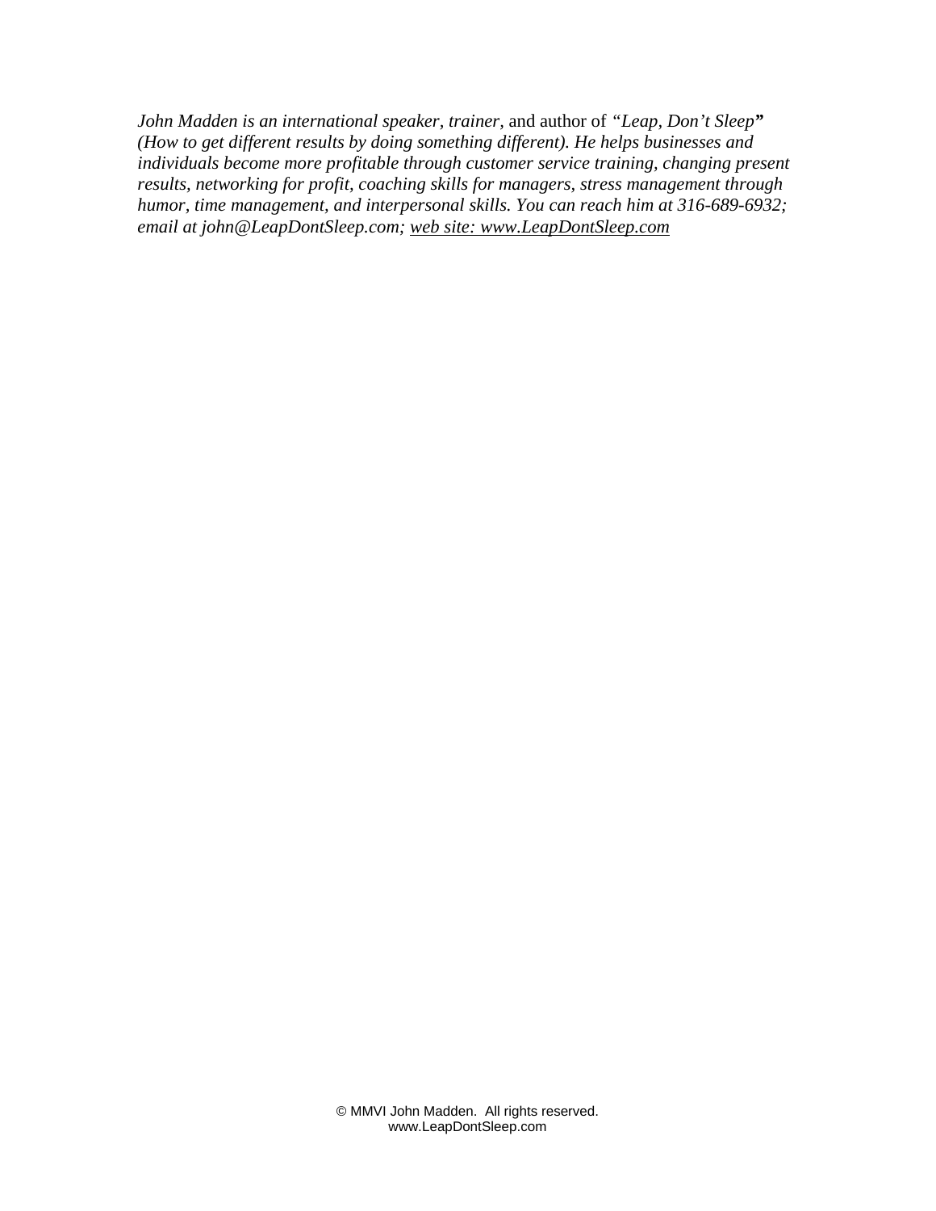*John Madden is an international speaker, trainer,* and author of *"Leap, Don't Sleep"* **(How to get different results by doing something different). He helps businesses and individuals become more profitable through customer service training, changing present results, networking for profit, coaching skills for managers, stress management through humor, time management, and interpersonal skills. You can reach him at 316-689-6932; email at john@LeapDontSleep.com;** *web site: www.LeapDontSleep.com*